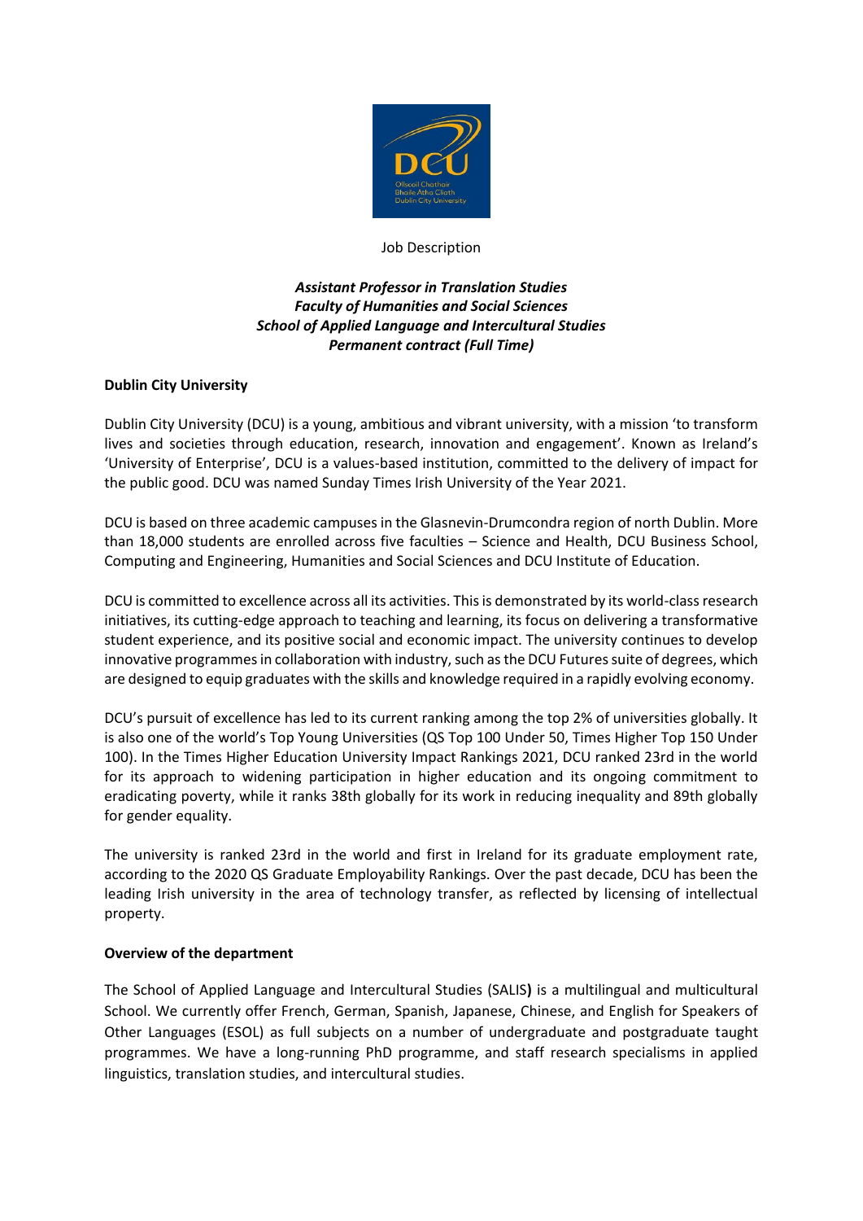Job Description

***Assistant Professor in Translation Studies***
***Faculty of Humanities and Social Sciences***
***School of Applied Language and Intercultural Studies***
***Permanent contract (Full Time)***

**Dublin City University**

Dublin City University (DCU) is a young, ambitious and vibrant university, with a mission 'to transform lives and societies through education, research, innovation and engagement'. Known as Ireland's 'University of Enterprise', DCU is a values-based institution, committed to the delivery of impact for the public good. DCU was named Sunday Times Irish University of the Year 2021.

DCU is based on three academic campuses in the Glasnevin-Drumcondra region of north Dublin. More than 18,000 students are enrolled across five faculties – Science and Health, DCU Business School, Computing and Engineering, Humanities and Social Sciences and DCU Institute of Education.

DCU is committed to excellence across all its activities. This is demonstrated by its world-class research initiatives, its cutting-edge approach to teaching and learning, its focus on delivering a transformative student experience, and its positive social and economic impact. The university continues to develop innovative programmes in collaboration with industry, such as the DCU Futures suite of degrees, which are designed to equip graduates with the skills and knowledge required in a rapidly evolving economy.

DCU's pursuit of excellence has led to its current ranking among the top 2% of universities globally. It is also one of the world's Top Young Universities (QS Top 100 Under 50, Times Higher Top 150 Under 100). In the Times Higher Education University Impact Rankings 2021, DCU ranked 23rd in the world for its approach to widening participation in higher education and its ongoing commitment to eradicating poverty, while it ranks 38th globally for its work in reducing inequality and 89th globally for gender equality.

The university is ranked 23rd in the world and first in Ireland for its graduate employment rate, according to the 2020 QS Graduate Employability Rankings. Over the past decade, DCU has been the leading Irish university in the area of technology transfer, as reflected by licensing of intellectual property.

**Overview of the department**

The School of Applied Language and Intercultural Studies (SALIS**)** is a multilingual and multicultural School. We currently offer French, German, Spanish, Japanese, Chinese, and English for Speakers of Other Languages (ESOL) as full subjects on a number of undergraduate and postgraduate taught programmes. We have a long-running PhD programme, and staff research specialisms in applied linguistics, translation studies, and intercultural studies.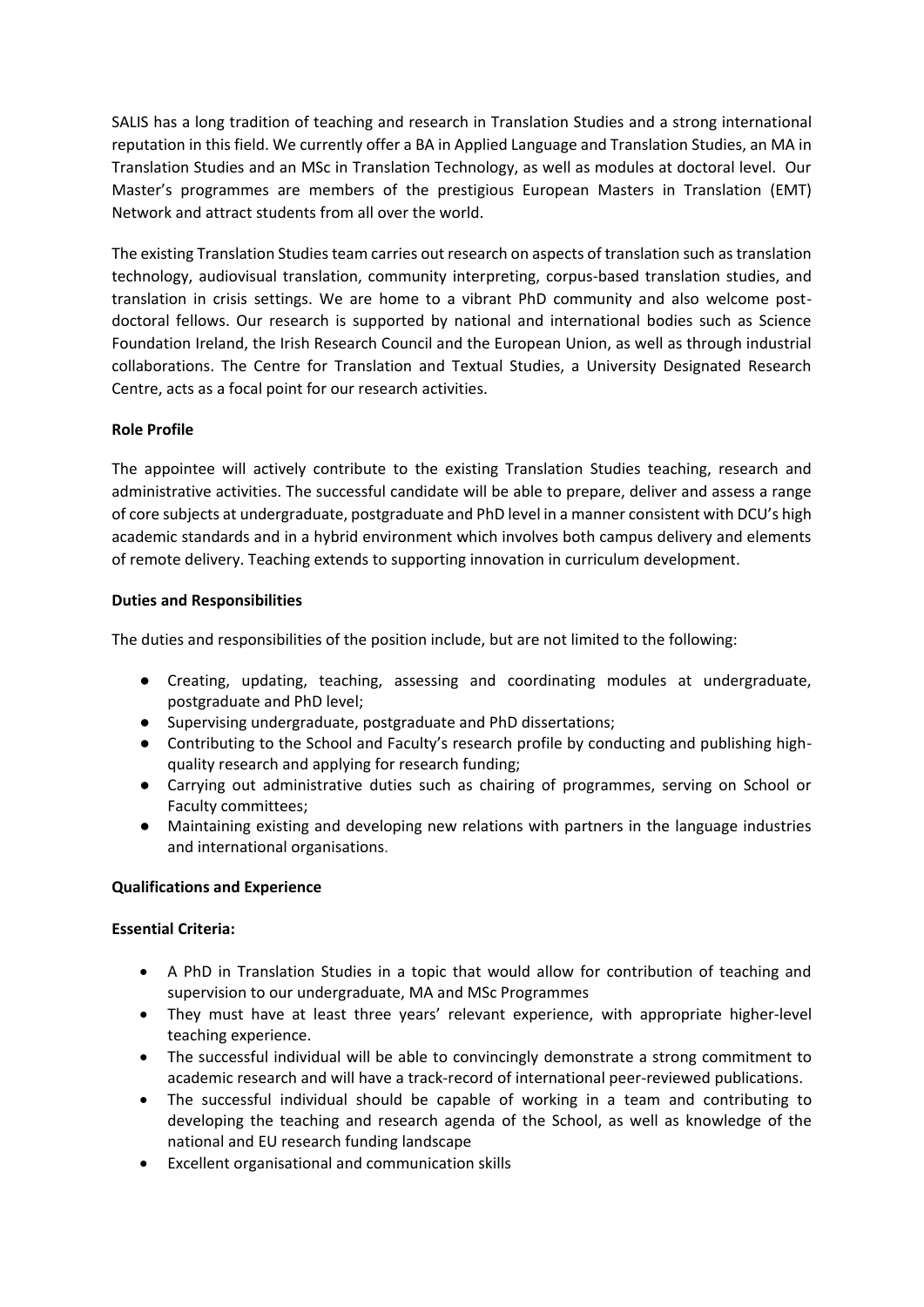SALIS has a long tradition of teaching and research in Translation Studies and a strong international reputation in this field. We currently offer a BA in Applied Language and Translation Studies, an MA in Translation Studies and an MSc in Translation Technology, as well as modules at doctoral level. Our Master's programmes are members of the prestigious European Masters in Translation (EMT) Network and attract students from all over the world.

The existing Translation Studies team carries out research on aspects of translation such as translation technology, audiovisual translation, community interpreting, corpus-based translation studies, and translation in crisis settings. We are home to a vibrant PhD community and also welcome post-doctoral fellows. Our research is supported by national and international bodies such as Science Foundation Ireland, the Irish Research Council and the European Union, as well as through industrial collaborations. The Centre for Translation and Textual Studies, a University Designated Research Centre, acts as a focal point for our research activities.

**Role Profile**

The appointee will actively contribute to the existing Translation Studies teaching, research and administrative activities. The successful candidate will be able to prepare, deliver and assess a range of core subjects at undergraduate, postgraduate and PhD level in a manner consistent with DCU's high academic standards and in a hybrid environment which involves both campus delivery and elements of remote delivery. Teaching extends to supporting innovation in curriculum development.

**Duties and Responsibilities**

The duties and responsibilities of the position include, but are not limited to the following:

- Creating, updating, teaching, assessing and coordinating modules at undergraduate, postgraduate and PhD level;
- Supervising undergraduate, postgraduate and PhD dissertations;
- Contributing to the School and Faculty's research profile by conducting and publishing high-quality research and applying for research funding;
- Carrying out administrative duties such as chairing of programmes, serving on School or Faculty committees;
- Maintaining existing and developing new relations with partners in the language industries and international organisations.

**Qualifications and Experience**

**Essential Criteria:**

- A PhD in Translation Studies in a topic that would allow for contribution of teaching and supervision to our undergraduate, MA and MSc Programmes
- They must have at least three years' relevant experience, with appropriate higher-level teaching experience.
- The successful individual will be able to convincingly demonstrate a strong commitment to academic research and will have a track-record of international peer-reviewed publications.
- The successful individual should be capable of working in a team and contributing to developing the teaching and research agenda of the School, as well as knowledge of the national and EU research funding landscape
- Excellent organisational and communication skills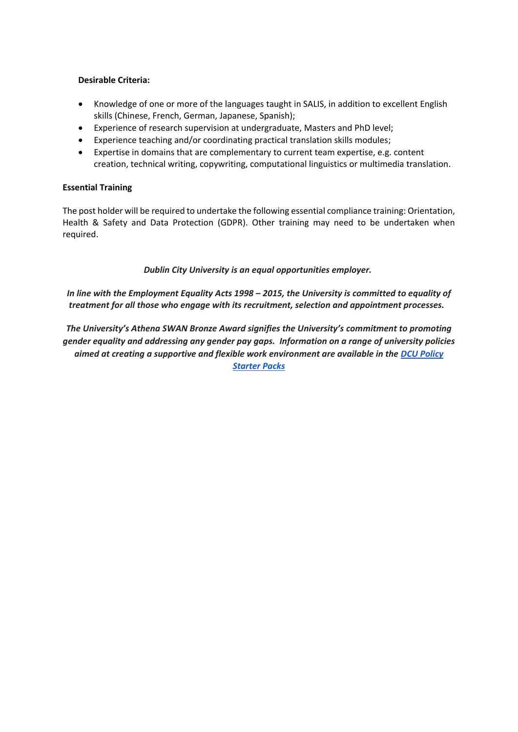**Desirable Criteria:**

- Knowledge of one or more of the languages taught in SALIS, in addition to excellent English skills (Chinese, French, German, Japanese, Spanish);
- Experience of research supervision at undergraduate, Masters and PhD level;
- Experience teaching and/or coordinating practical translation skills modules;
- Expertise in domains that are complementary to current team expertise, e.g. content creation, technical writing, copywriting, computational linguistics or multimedia translation.

**Essential Training**

The post holder will be required to undertake the following essential compliance training: Orientation, Health & Safety and Data Protection (GDPR). Other training may need to be undertaken when required.

***Dublin City University is an equal opportunities employer.***

***In line with the Employment Equality Acts 1998 – 2015, the University is committed to equality of treatment for all those who engage with its recruitment, selection and appointment processes.***

***The University's Athena SWAN Bronze Award signifies the University's commitment to promoting gender equality and addressing any gender pay gaps. Information on a range of university policies aimed at creating a supportive and flexible work environment are available in the DCU Policy Starter Packs***